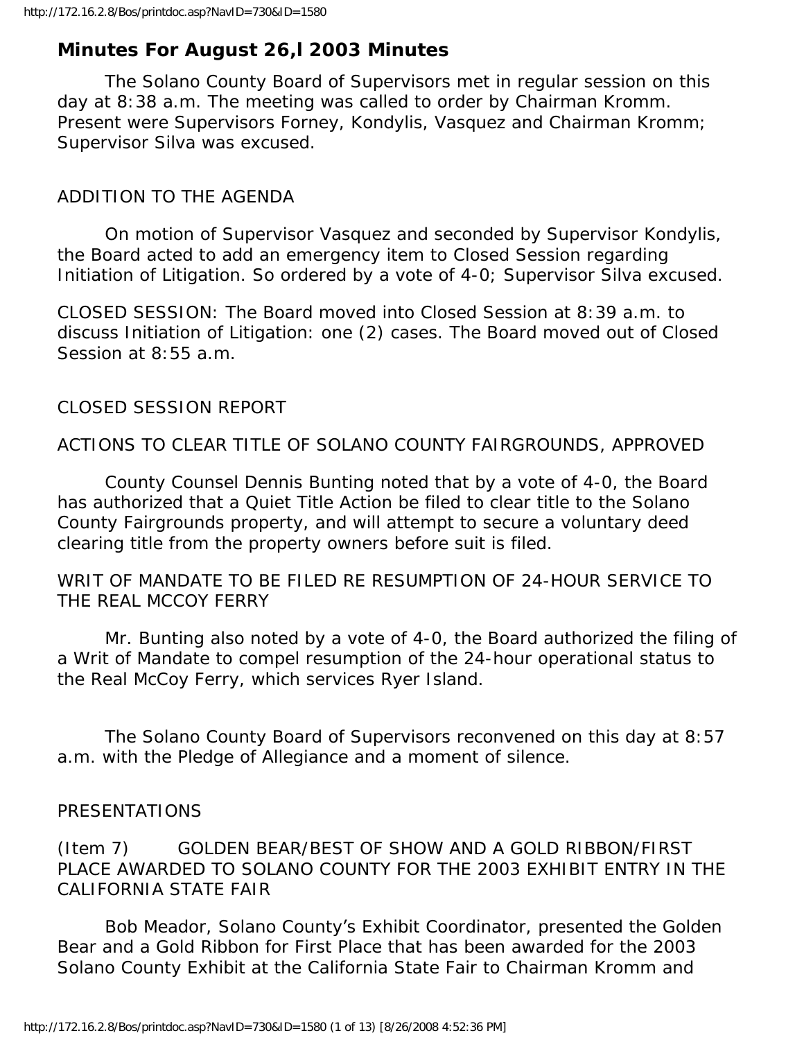## Minutes For August 26,l 2003 Minutes

The Solano County Board of Supervisors met in regular session on this day at 8:38 a.m. The meeting was called to order by Chairman Kromm. Present were Supervisors Forney, Kondylis, Vasquez and Chairman Kromm; Supervisor Silva was excused.

ADDITION TO THE AGENDA

On motion of Supervisor Vasquez and seconded by Supervisor Kondylis, the Board acted to add an emergency item to Closed Session regarding Initiation of Litigation. So ordered by a vote of 4-0; Supervisor Silva excused.

CLOSED SESSION: The Board moved into Closed Session at 8:39 a.m. to discuss Initiation of Litigation: one (2) cases. The Board moved out of Closed Session at 8:55 a.m.

CLOSED SESSION REPORT

ACTIONS TO CLEAR TITLE OF SOLANO COUNTY FAIRGROUNDS, APPROVED

County Counsel Dennis Bunting noted that by a vote of 4-0, the Board has authorized that a Quiet Title Action be filed to clear title to the Solano County Fairgrounds property, and will attempt to secure a voluntary deed clearing title from the property owners before suit is filed.

WRIT OF MANDATE TO BE FILED RE RESUMPTION OF 24-HOUR SERVICE TO THE REAL MCCOY FERRY

Mr. Bunting also noted by a vote of 4-0, the Board authorized the filing of a Writ of Mandate to compel resumption of the 24-hour operational status to the Real McCoy Ferry, which services Ryer Island.

The Solano County Board of Supervisors reconvened on this day at 8:57 a.m. with the Pledge of Allegiance and a moment of silence.

PRESENTATIONS

(Item 7) GOLDEN BEAR/BEST OF SHOW AND A GOLD RIBBON/FIRST PLACE AWARDED TO SOLANO COUNTY FOR THE 2003 EXHIBIT ENTRY IN THE CALIFORNIA STATE FAIR

Bob Meador, Solano County's Exhibit Coordinator, presented the Golden Bear and a Gold Ribbon for First Place that has been awarded for the 2003 Solano County Exhibit at the California State Fair to Chairman Kromm and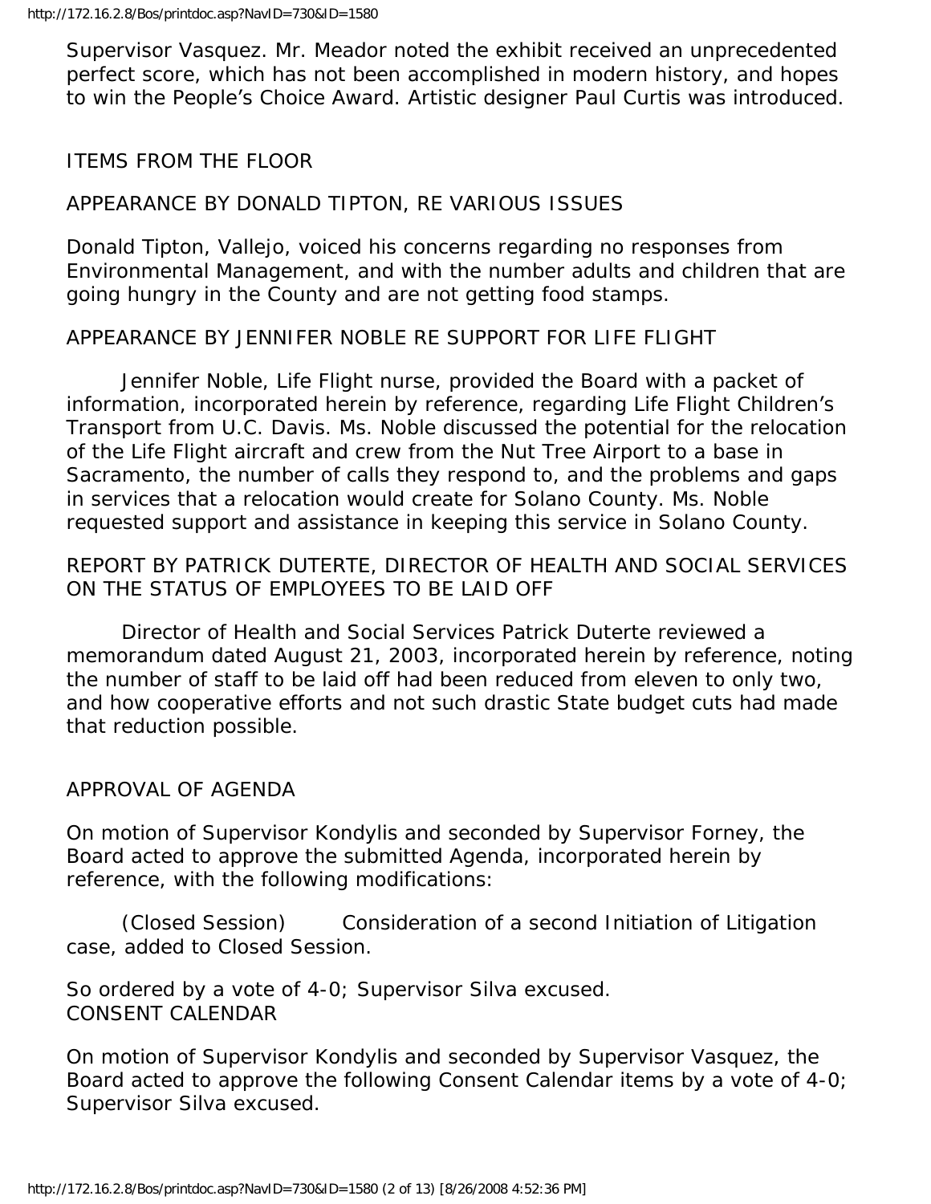Supervisor Vasquez. Mr. Meador noted the exhibit received an unprecedented perfect score, which has not been accomplished in modern history, and hopes to win the People's Choice Award. Artistic designer Paul Curtis was introduced.

ITEMS FROM THE FLOOR

APPEARANCE BY DONALD TIPTON, RE VARIOUS ISSUES

Donald Tipton, Vallejo, voiced his concerns regarding no responses from Environmental Management, and with the number adults and children that are going hungry in the County and are not getting food stamps.

APPEARANCE BY JENNIFER NOBLE RE SUPPORT FOR LIFE FLIGHT

Jennifer Noble, Life Flight nurse, provided the Board with a packet of information, incorporated herein by reference, regarding Life Flight Children's Transport from U.C. Davis. Ms. Noble discussed the potential for the relocation of the Life Flight aircraft and crew from the Nut Tree Airport to a base in Sacramento, the number of calls they respond to, and the problems and gaps in services that a relocation would create for Solano County. Ms. Noble requested support and assistance in keeping this service in Solano County.

REPORT BY PATRICK DUTERTE, DIRECTOR OF HEALTH AND SOCIAL SERVICES ON THE STATUS OF EMPLOYEES TO BE LAID OFF

Director of Health and Social Services Patrick Duterte reviewed a memorandum dated August 21, 2003, incorporated herein by reference, noting the number of staff to be laid off had been reduced from eleven to only two, and how cooperative efforts and not such drastic State budget cuts had made that reduction possible.

APPROVAL OF AGENDA

On motion of Supervisor Kondylis and seconded by Supervisor Forney, the Board acted to approve the submitted Agenda, incorporated herein by reference, with the following modifications:

(Closed Session) Consideration of a second Initiation of Litigation case, added to Closed Session.

So ordered by a vote of 4-0; Supervisor Silva excused.

CONSENT CALENDAR

On motion of Supervisor Kondylis and seconded by Supervisor Vasquez, the Board acted to approve the following Consent Calendar items by a vote of 4-0; Supervisor Silva excused.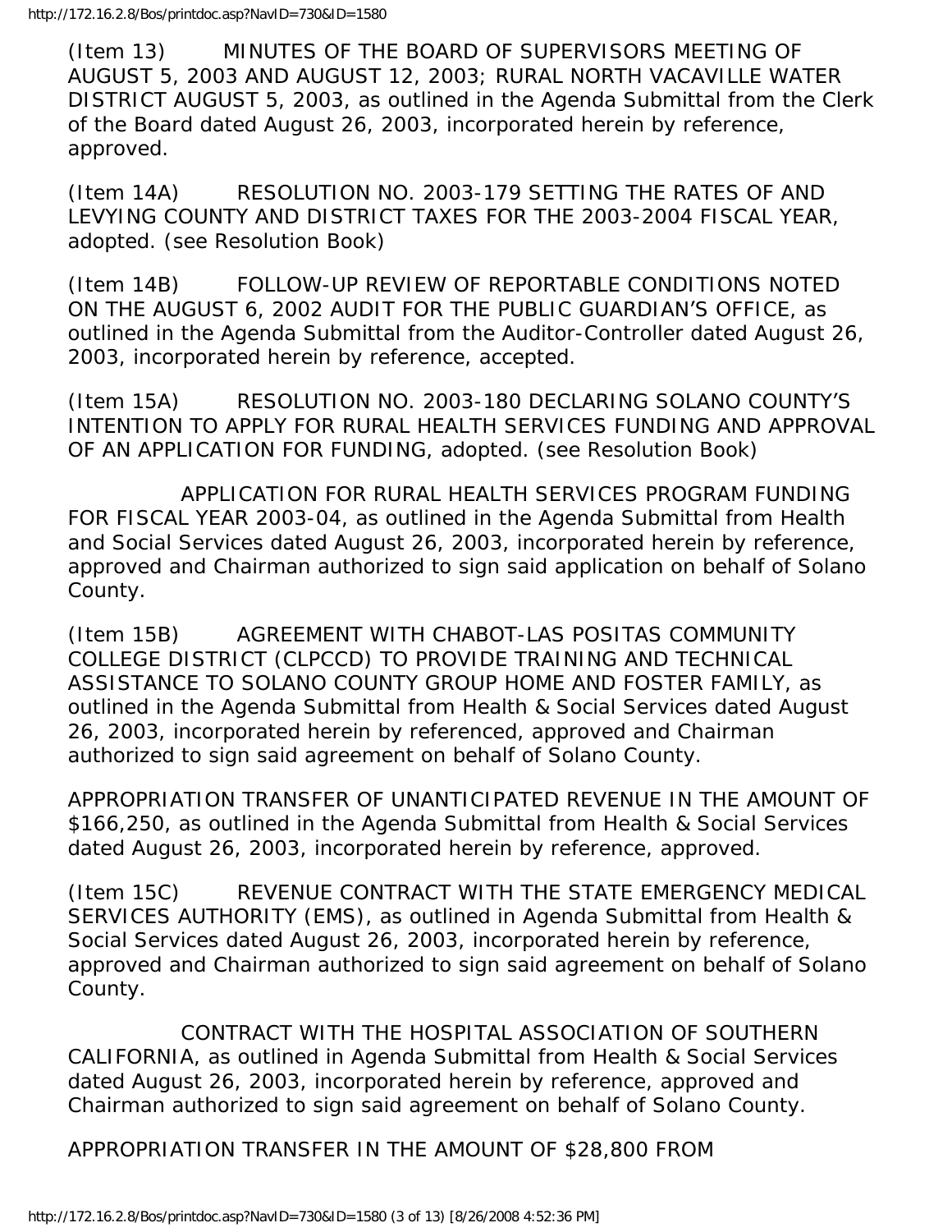(Item 13) MINUTES OF THE BOARD OF SUPERVISORS MEETING OF AUGUST 5, 2003 AND AUGUST 12, 2003; RURAL NORTH VACAVILLE WATER DISTRICT AUGUST 5, 2003, as outlined in the Agenda Submittal from the Clerk of the Board dated August 26, 2003, incorporated herein by reference, approved.

(Item 14A) RESOLUTION NO. 2003-179 SETTING THE RATES OF AND LEVYING COUNTY AND DISTRICT TAXES FOR THE 2003-2004 FISCAL YEAR, adopted. (see Resolution Book)

(Item 14B) FOLLOW-UP REVIEW OF REPORTABLE CONDITIONS NOTED ON THE AUGUST 6, 2002 AUDIT FOR THE PUBLIC GUARDIAN'S OFFICE, as outlined in the Agenda Submittal from the Auditor-Controller dated August 26, 2003, incorporated herein by reference, accepted.

(Item 15A) RESOLUTION NO. 2003-180 DECLARING SOLANO COUNTY'S INTENTION TO APPLY FOR RURAL HEALTH SERVICES FUNDING AND APPROVAL OF AN APPLICATION FOR FUNDING, adopted. (see Resolution Book)

APPLICATION FOR RURAL HEALTH SERVICES PROGRAM FUNDING FOR FISCAL YEAR 2003-04, as outlined in the Agenda Submittal from Health and Social Services dated August 26, 2003, incorporated herein by reference, approved and Chairman authorized to sign said application on behalf of Solano County.

(Item 15B) AGREEMENT WITH CHABOT-LAS POSITAS COMMUNITY COLLEGE DISTRICT (CLPCCD) TO PROVIDE TRAINING AND TECHNICAL ASSISTANCE TO SOLANO COUNTY GROUP HOME AND FOSTER FAMILY, as outlined in the Agenda Submittal from Health & Social Services dated August 26, 2003, incorporated herein by referenced, approved and Chairman authorized to sign said agreement on behalf of Solano County.

APPROPRIATION TRANSFER OF UNANTICIPATED REVENUE IN THE AMOUNT OF $166,250, as outlined in the Agenda Submittal from Health & Social Services dated August 26, 2003, incorporated herein by reference, approved.

(Item 15C) REVENUE CONTRACT WITH THE STATE EMERGENCY MEDICAL SERVICES AUTHORITY (EMS), as outlined in Agenda Submittal from Health & Social Services dated August 26, 2003, incorporated herein by reference, approved and Chairman authorized to sign said agreement on behalf of Solano County.

CONTRACT WITH THE HOSPITAL ASSOCIATION OF SOUTHERN CALIFORNIA, as outlined in Agenda Submittal from Health & Social Services dated August 26, 2003, incorporated herein by reference, approved and Chairman authorized to sign said agreement on behalf of Solano County.

APPROPRIATION TRANSFER IN THE AMOUNT OF $28,800 FROM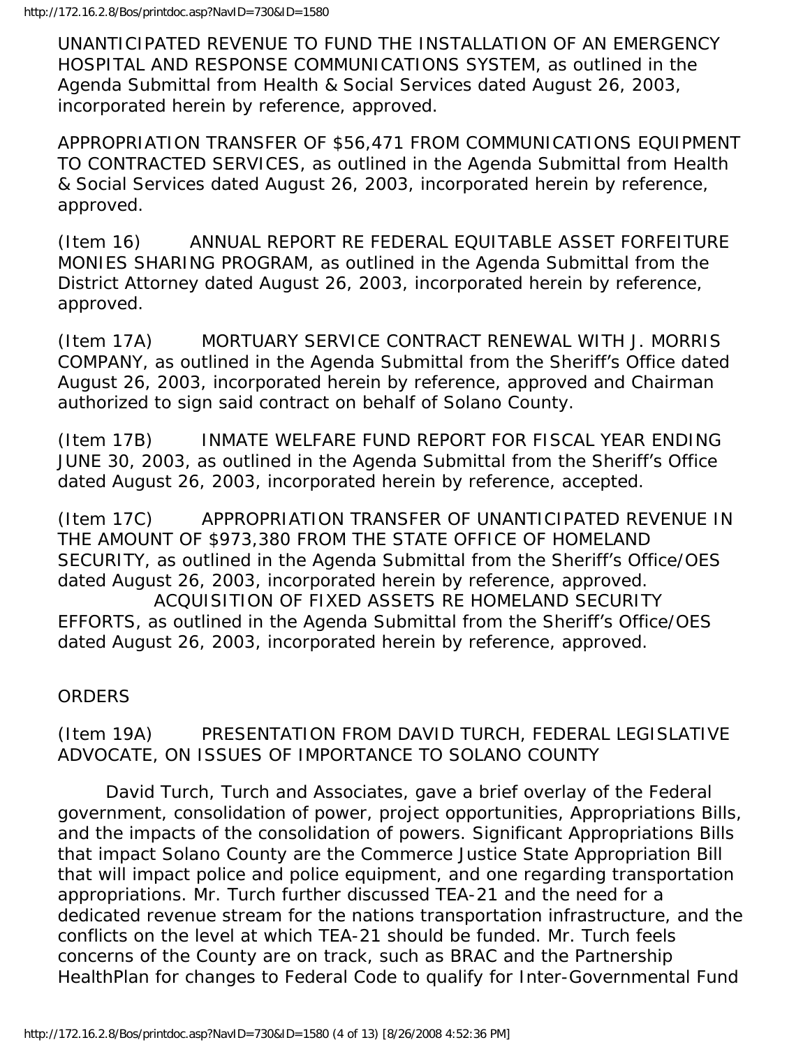UNANTICIPATED REVENUE TO FUND THE INSTALLATION OF AN EMERGENCY HOSPITAL AND RESPONSE COMMUNICATIONS SYSTEM, as outlined in the Agenda Submittal from Health & Social Services dated August 26, 2003, incorporated herein by reference, approved.

APPROPRIATION TRANSFER OF $56,471 FROM COMMUNICATIONS EQUIPMENT TO CONTRACTED SERVICES, as outlined in the Agenda Submittal from Health & Social Services dated August 26, 2003, incorporated herein by reference, approved.

(Item 16) ANNUAL REPORT RE FEDERAL EQUITABLE ASSET FORFEITURE MONIES SHARING PROGRAM, as outlined in the Agenda Submittal from the District Attorney dated August 26, 2003, incorporated herein by reference, approved.

(Item 17A) MORTUARY SERVICE CONTRACT RENEWAL WITH J. MORRIS COMPANY, as outlined in the Agenda Submittal from the Sheriff's Office dated August 26, 2003, incorporated herein by reference, approved and Chairman authorized to sign said contract on behalf of Solano County.

(Item 17B) INMATE WELFARE FUND REPORT FOR FISCAL YEAR ENDING JUNE 30, 2003, as outlined in the Agenda Submittal from the Sheriff's Office dated August 26, 2003, incorporated herein by reference, accepted.

(Item 17C) APPROPRIATION TRANSFER OF UNANTICIPATED REVENUE IN THE AMOUNT OF $973,380 FROM THE STATE OFFICE OF HOMELAND SECURITY, as outlined in the Agenda Submittal from the Sheriff's Office/OES dated August 26, 2003, incorporated herein by reference, approved.
ACQUISITION OF FIXED ASSETS RE HOMELAND SECURITY EFFORTS, as outlined in the Agenda Submittal from the Sheriff's Office/OES dated August 26, 2003, incorporated herein by reference, approved.

ORDERS

(Item 19A) PRESENTATION FROM DAVID TURCH, FEDERAL LEGISLATIVE ADVOCATE, ON ISSUES OF IMPORTANCE TO SOLANO COUNTY

David Turch, Turch and Associates, gave a brief overlay of the Federal government, consolidation of power, project opportunities, Appropriations Bills, and the impacts of the consolidation of powers. Significant Appropriations Bills that impact Solano County are the Commerce Justice State Appropriation Bill that will impact police and police equipment, and one regarding transportation appropriations. Mr. Turch further discussed TEA-21 and the need for a dedicated revenue stream for the nations transportation infrastructure, and the conflicts on the level at which TEA-21 should be funded. Mr. Turch feels concerns of the County are on track, such as BRAC and the Partnership HealthPlan for changes to Federal Code to qualify for Inter-Governmental Fund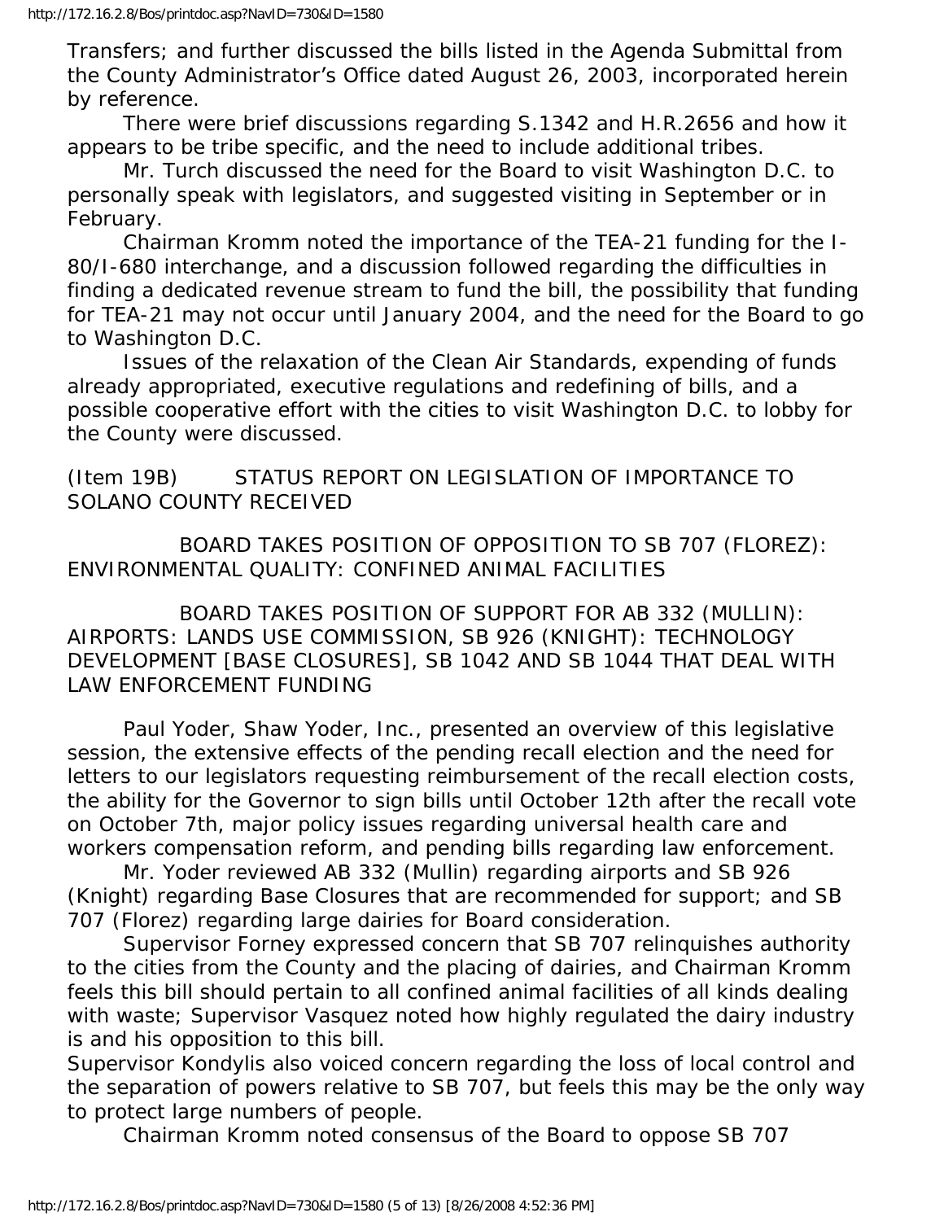Transfers; and further discussed the bills listed in the Agenda Submittal from the County Administrator's Office dated August 26, 2003, incorporated herein by reference.

There were brief discussions regarding S.1342 and H.R.2656 and how it appears to be tribe specific, and the need to include additional tribes.

Mr. Turch discussed the need for the Board to visit Washington D.C. to personally speak with legislators, and suggested visiting in September or in February.

Chairman Kromm noted the importance of the TEA-21 funding for the I-80/I-680 interchange, and a discussion followed regarding the difficulties in finding a dedicated revenue stream to fund the bill, the possibility that funding for TEA-21 may not occur until January 2004, and the need for the Board to go to Washington D.C.

Issues of the relaxation of the Clean Air Standards, expending of funds already appropriated, executive regulations and redefining of bills, and a possible cooperative effort with the cities to visit Washington D.C. to lobby for the County were discussed.

(Item 19B) STATUS REPORT ON LEGISLATION OF IMPORTANCE TO SOLANO COUNTY RECEIVED

BOARD TAKES POSITION OF OPPOSITION TO SB 707 (FLOREZ): ENVIRONMENTAL QUALITY: CONFINED ANIMAL FACILITIES

BOARD TAKES POSITION OF SUPPORT FOR AB 332 (MULLIN): AIRPORTS: LANDS USE COMMISSION, SB 926 (KNIGHT): TECHNOLOGY DEVELOPMENT [BASE CLOSURES], SB 1042 AND SB 1044 THAT DEAL WITH LAW ENFORCEMENT FUNDING

Paul Yoder, Shaw Yoder, Inc., presented an overview of this legislative session, the extensive effects of the pending recall election and the need for letters to our legislators requesting reimbursement of the recall election costs, the ability for the Governor to sign bills until October 12th after the recall vote on October 7th, major policy issues regarding universal health care and workers compensation reform, and pending bills regarding law enforcement.

Mr. Yoder reviewed AB 332 (Mullin) regarding airports and SB 926 (Knight) regarding Base Closures that are recommended for support; and SB 707 (Florez) regarding large dairies for Board consideration.

Supervisor Forney expressed concern that SB 707 relinquishes authority to the cities from the County and the placing of dairies, and Chairman Kromm feels this bill should pertain to all confined animal facilities of all kinds dealing with waste; Supervisor Vasquez noted how highly regulated the dairy industry is and his opposition to this bill.

Supervisor Kondylis also voiced concern regarding the loss of local control and the separation of powers relative to SB 707, but feels this may be the only way to protect large numbers of people.

Chairman Kromm noted consensus of the Board to oppose SB 707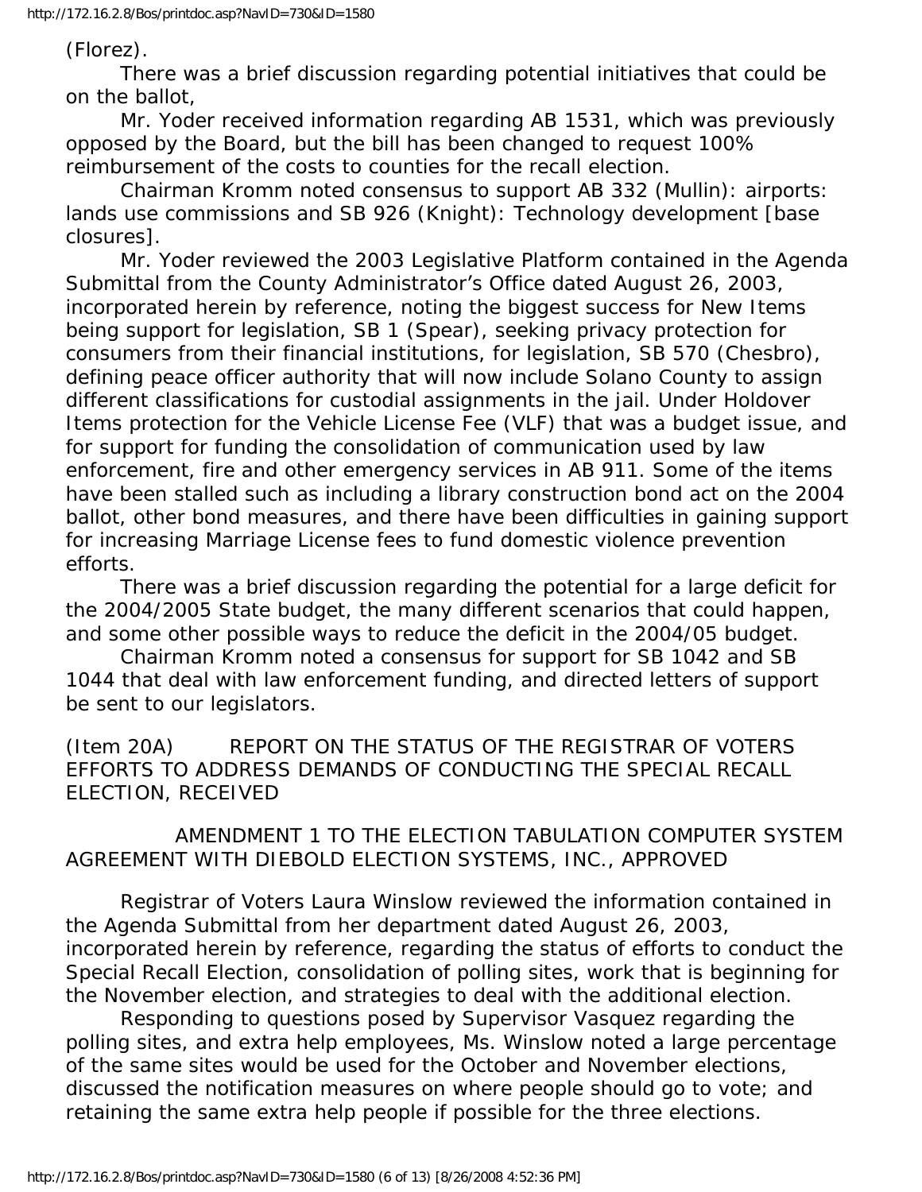(Florez).

There was a brief discussion regarding potential initiatives that could be on the ballot,

Mr. Yoder received information regarding AB 1531, which was previously opposed by the Board, but the bill has been changed to request 100% reimbursement of the costs to counties for the recall election.

Chairman Kromm noted consensus to support AB 332 (Mullin): airports: lands use commissions and SB 926 (Knight): Technology development [base closures].

Mr. Yoder reviewed the 2003 Legislative Platform contained in the Agenda Submittal from the County Administrator's Office dated August 26, 2003, incorporated herein by reference, noting the biggest success for New Items being support for legislation, SB 1 (Spear), seeking privacy protection for consumers from their financial institutions, for legislation, SB 570 (Chesbro), defining peace officer authority that will now include Solano County to assign different classifications for custodial assignments in the jail. Under Holdover Items protection for the Vehicle License Fee (VLF) that was a budget issue, and for support for funding the consolidation of communication used by law enforcement, fire and other emergency services in AB 911. Some of the items have been stalled such as including a library construction bond act on the 2004 ballot, other bond measures, and there have been difficulties in gaining support for increasing Marriage License fees to fund domestic violence prevention efforts.

There was a brief discussion regarding the potential for a large deficit for the 2004/2005 State budget, the many different scenarios that could happen, and some other possible ways to reduce the deficit in the 2004/05 budget.

Chairman Kromm noted a consensus for support for SB 1042 and SB 1044 that deal with law enforcement funding, and directed letters of support be sent to our legislators.

(Item 20A) REPORT ON THE STATUS OF THE REGISTRAR OF VOTERS EFFORTS TO ADDRESS DEMANDS OF CONDUCTING THE SPECIAL RECALL ELECTION, RECEIVED

AMENDMENT 1 TO THE ELECTION TABULATION COMPUTER SYSTEM AGREEMENT WITH DIEBOLD ELECTION SYSTEMS, INC., APPROVED

Registrar of Voters Laura Winslow reviewed the information contained in the Agenda Submittal from her department dated August 26, 2003, incorporated herein by reference, regarding the status of efforts to conduct the Special Recall Election, consolidation of polling sites, work that is beginning for the November election, and strategies to deal with the additional election.

Responding to questions posed by Supervisor Vasquez regarding the polling sites, and extra help employees, Ms. Winslow noted a large percentage of the same sites would be used for the October and November elections, discussed the notification measures on where people should go to vote; and retaining the same extra help people if possible for the three elections.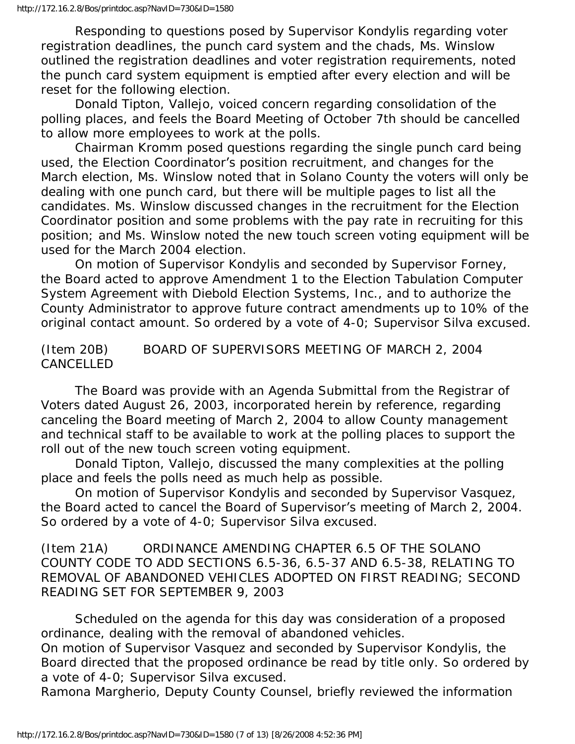Responding to questions posed by Supervisor Kondylis regarding voter registration deadlines, the punch card system and the chads, Ms. Winslow outlined the registration deadlines and voter registration requirements, noted the punch card system equipment is emptied after every election and will be reset for the following election.

Donald Tipton, Vallejo, voiced concern regarding consolidation of the polling places, and feels the Board Meeting of October 7th should be cancelled to allow more employees to work at the polls.

Chairman Kromm posed questions regarding the single punch card being used, the Election Coordinator's position recruitment, and changes for the March election, Ms. Winslow noted that in Solano County the voters will only be dealing with one punch card, but there will be multiple pages to list all the candidates. Ms. Winslow discussed changes in the recruitment for the Election Coordinator position and some problems with the pay rate in recruiting for this position; and Ms. Winslow noted the new touch screen voting equipment will be used for the March 2004 election.

On motion of Supervisor Kondylis and seconded by Supervisor Forney, the Board acted to approve Amendment 1 to the Election Tabulation Computer System Agreement with Diebold Election Systems, Inc., and to authorize the County Administrator to approve future contract amendments up to 10% of the original contact amount. So ordered by a vote of 4-0; Supervisor Silva excused.

(Item 20B) BOARD OF SUPERVISORS MEETING OF MARCH 2, 2004 CANCELLED

The Board was provide with an Agenda Submittal from the Registrar of Voters dated August 26, 2003, incorporated herein by reference, regarding canceling the Board meeting of March 2, 2004 to allow County management and technical staff to be available to work at the polling places to support the roll out of the new touch screen voting equipment.

Donald Tipton, Vallejo, discussed the many complexities at the polling place and feels the polls need as much help as possible.

On motion of Supervisor Kondylis and seconded by Supervisor Vasquez, the Board acted to cancel the Board of Supervisor's meeting of March 2, 2004. So ordered by a vote of 4-0; Supervisor Silva excused.

(Item 21A) ORDINANCE AMENDING CHAPTER 6.5 OF THE SOLANO COUNTY CODE TO ADD SECTIONS 6.5-36, 6.5-37 AND 6.5-38, RELATING TO REMOVAL OF ABANDONED VEHICLES ADOPTED ON FIRST READING; SECOND READING SET FOR SEPTEMBER 9, 2003

Scheduled on the agenda for this day was consideration of a proposed ordinance, dealing with the removal of abandoned vehicles.

On motion of Supervisor Vasquez and seconded by Supervisor Kondylis, the Board directed that the proposed ordinance be read by title only. So ordered by a vote of 4-0; Supervisor Silva excused.

Ramona Margherio, Deputy County Counsel, briefly reviewed the information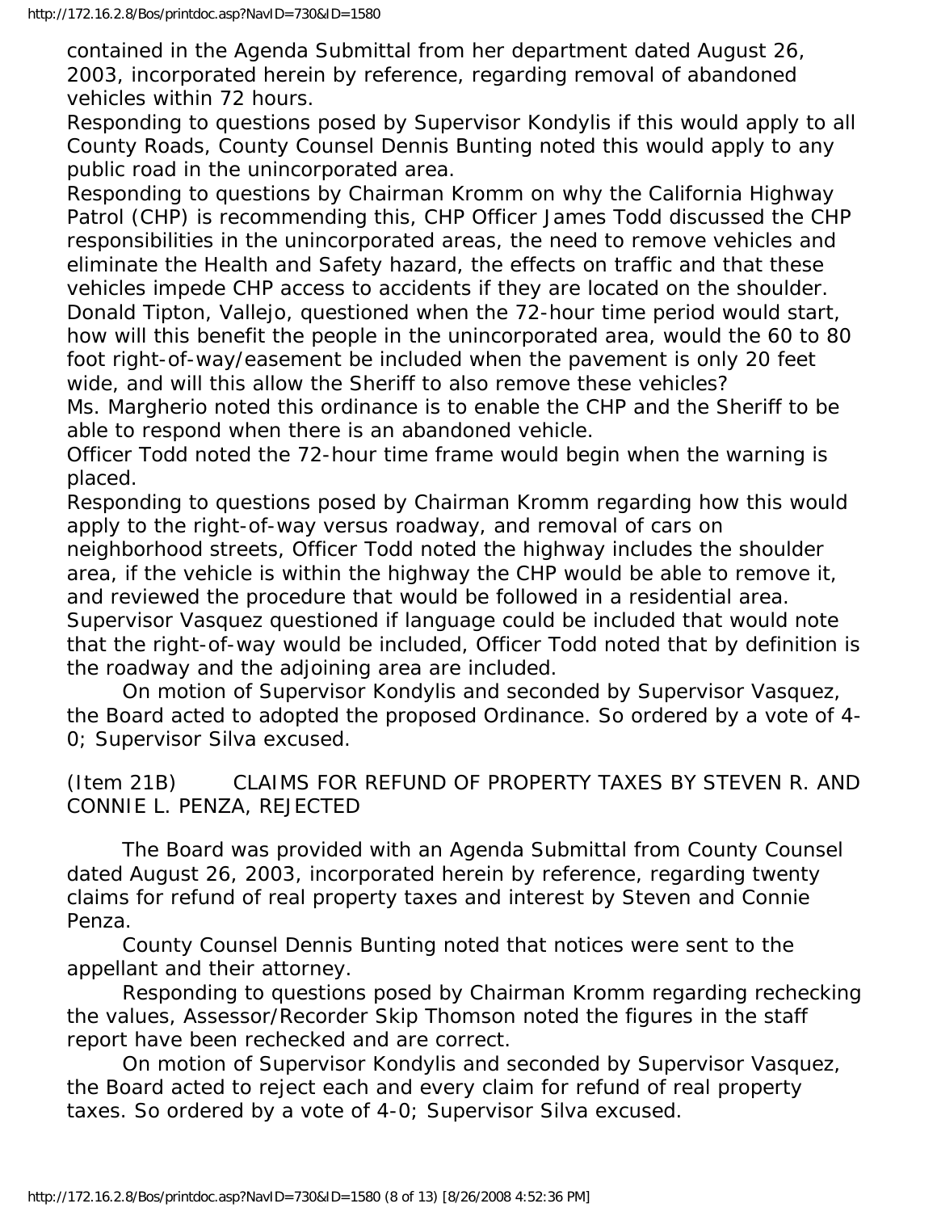contained in the Agenda Submittal from her department dated August 26, 2003, incorporated herein by reference, regarding removal of abandoned vehicles within 72 hours.

Responding to questions posed by Supervisor Kondylis if this would apply to all County Roads, County Counsel Dennis Bunting noted this would apply to any public road in the unincorporated area.

Responding to questions by Chairman Kromm on why the California Highway Patrol (CHP) is recommending this, CHP Officer James Todd discussed the CHP responsibilities in the unincorporated areas, the need to remove vehicles and eliminate the Health and Safety hazard, the effects on traffic and that these vehicles impede CHP access to accidents if they are located on the shoulder.

Donald Tipton, Vallejo, questioned when the 72-hour time period would start, how will this benefit the people in the unincorporated area, would the 60 to 80 foot right-of-way/easement be included when the pavement is only 20 feet wide, and will this allow the Sheriff to also remove these vehicles?

Ms. Margherio noted this ordinance is to enable the CHP and the Sheriff to be able to respond when there is an abandoned vehicle.

Officer Todd noted the 72-hour time frame would begin when the warning is placed.

Responding to questions posed by Chairman Kromm regarding how this would apply to the right-of-way versus roadway, and removal of cars on neighborhood streets, Officer Todd noted the highway includes the shoulder area, if the vehicle is within the highway the CHP would be able to remove it, and reviewed the procedure that would be followed in a residential area.

Supervisor Vasquez questioned if language could be included that would note that the right-of-way would be included, Officer Todd noted that by definition is the roadway and the adjoining area are included.

On motion of Supervisor Kondylis and seconded by Supervisor Vasquez, the Board acted to adopted the proposed Ordinance. So ordered by a vote of 4-0; Supervisor Silva excused.

(Item 21B) CLAIMS FOR REFUND OF PROPERTY TAXES BY STEVEN R. AND CONNIE L. PENZA, REJECTED

The Board was provided with an Agenda Submittal from County Counsel dated August 26, 2003, incorporated herein by reference, regarding twenty claims for refund of real property taxes and interest by Steven and Connie Penza.

County Counsel Dennis Bunting noted that notices were sent to the appellant and their attorney.

Responding to questions posed by Chairman Kromm regarding rechecking the values, Assessor/Recorder Skip Thomson noted the figures in the staff report have been rechecked and are correct.

On motion of Supervisor Kondylis and seconded by Supervisor Vasquez, the Board acted to reject each and every claim for refund of real property taxes. So ordered by a vote of 4-0; Supervisor Silva excused.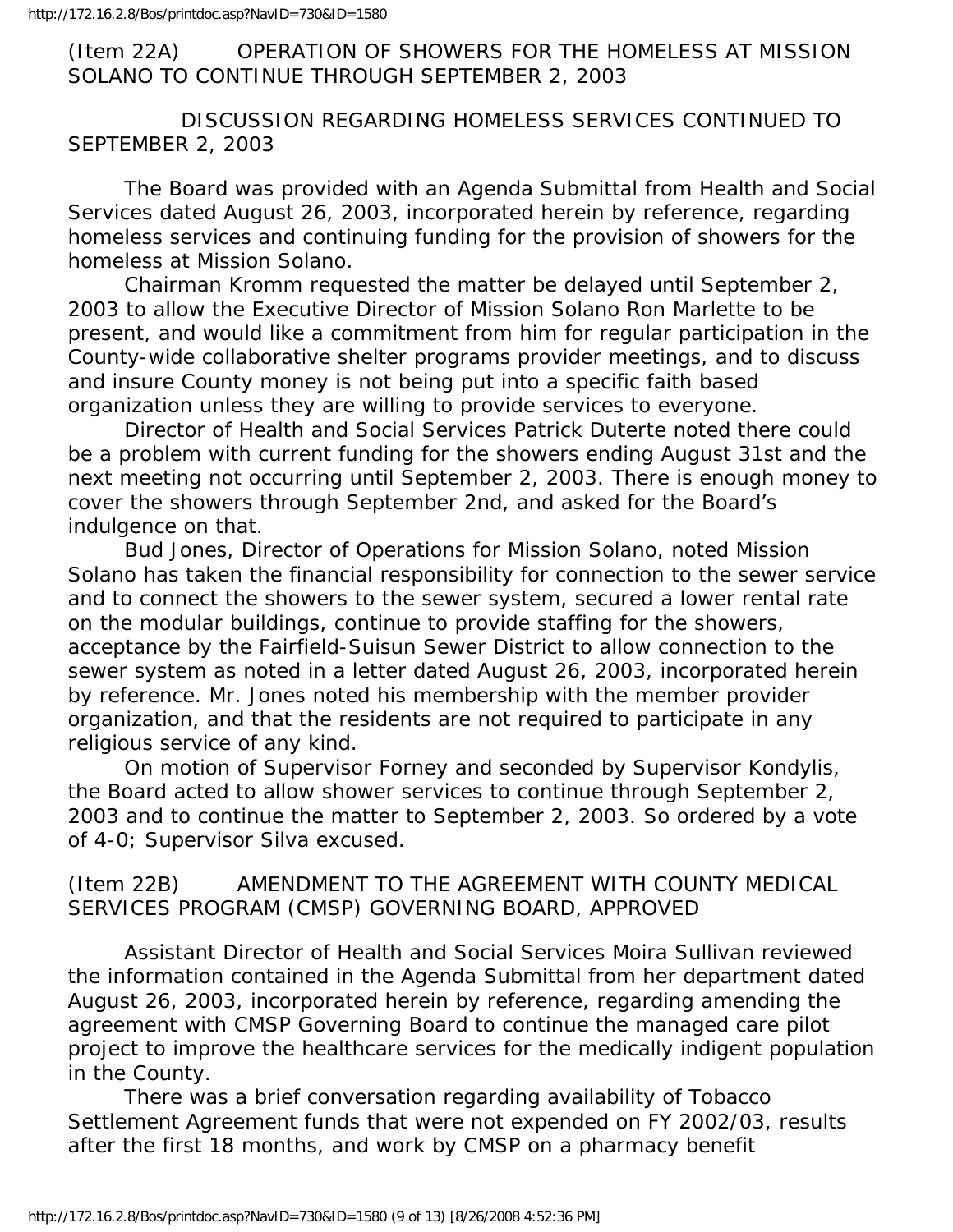(Item 22A) OPERATION OF SHOWERS FOR THE HOMELESS AT MISSION SOLANO TO CONTINUE THROUGH SEPTEMBER 2, 2003

DISCUSSION REGARDING HOMELESS SERVICES CONTINUED TO SEPTEMBER 2, 2003

The Board was provided with an Agenda Submittal from Health and Social Services dated August 26, 2003, incorporated herein by reference, regarding homeless services and continuing funding for the provision of showers for the homeless at Mission Solano.

Chairman Kromm requested the matter be delayed until September 2, 2003 to allow the Executive Director of Mission Solano Ron Marlette to be present, and would like a commitment from him for regular participation in the County-wide collaborative shelter programs provider meetings, and to discuss and insure County money is not being put into a specific faith based organization unless they are willing to provide services to everyone.

Director of Health and Social Services Patrick Duterte noted there could be a problem with current funding for the showers ending August 31st and the next meeting not occurring until September 2, 2003. There is enough money to cover the showers through September 2nd, and asked for the Board's indulgence on that.

Bud Jones, Director of Operations for Mission Solano, noted Mission Solano has taken the financial responsibility for connection to the sewer service and to connect the showers to the sewer system, secured a lower rental rate on the modular buildings, continue to provide staffing for the showers, acceptance by the Fairfield-Suisun Sewer District to allow connection to the sewer system as noted in a letter dated August 26, 2003, incorporated herein by reference. Mr. Jones noted his membership with the member provider organization, and that the residents are not required to participate in any religious service of any kind.

On motion of Supervisor Forney and seconded by Supervisor Kondylis, the Board acted to allow shower services to continue through September 2, 2003 and to continue the matter to September 2, 2003. So ordered by a vote of 4-0; Supervisor Silva excused.

(Item 22B) AMENDMENT TO THE AGREEMENT WITH COUNTY MEDICAL SERVICES PROGRAM (CMSP) GOVERNING BOARD, APPROVED

Assistant Director of Health and Social Services Moira Sullivan reviewed the information contained in the Agenda Submittal from her department dated August 26, 2003, incorporated herein by reference, regarding amending the agreement with CMSP Governing Board to continue the managed care pilot project to improve the healthcare services for the medically indigent population in the County.

There was a brief conversation regarding availability of Tobacco Settlement Agreement funds that were not expended on FY 2002/03, results after the first 18 months, and work by CMSP on a pharmacy benefit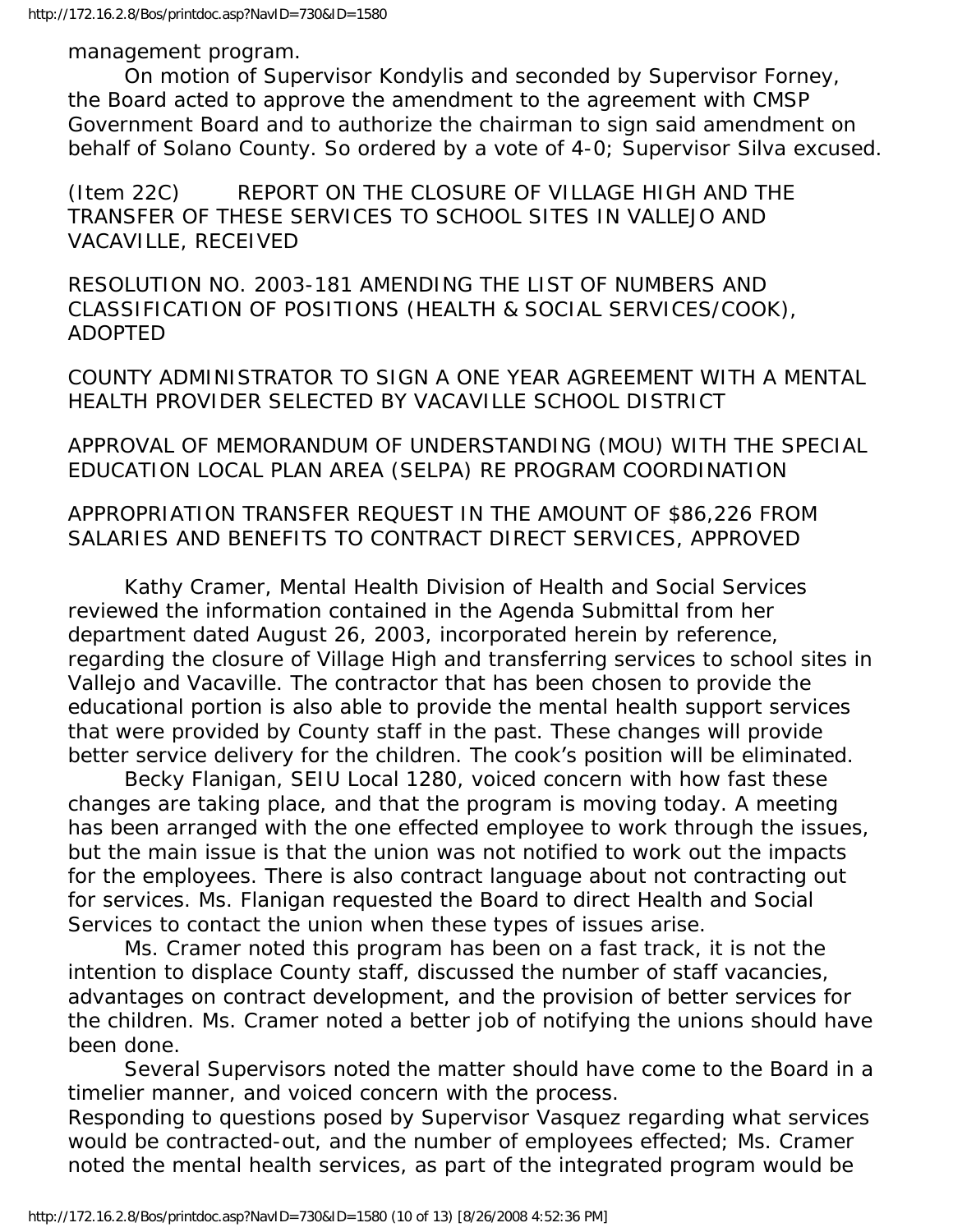management program.

On motion of Supervisor Kondylis and seconded by Supervisor Forney, the Board acted to approve the amendment to the agreement with CMSP Government Board and to authorize the chairman to sign said amendment on behalf of Solano County. So ordered by a vote of 4-0; Supervisor Silva excused.

(Item 22C) REPORT ON THE CLOSURE OF VILLAGE HIGH AND THE TRANSFER OF THESE SERVICES TO SCHOOL SITES IN VALLEJO AND VACAVILLE, RECEIVED

RESOLUTION NO. 2003-181 AMENDING THE LIST OF NUMBERS AND CLASSIFICATION OF POSITIONS (HEALTH & SOCIAL SERVICES/COOK), ADOPTED

COUNTY ADMINISTRATOR TO SIGN A ONE YEAR AGREEMENT WITH A MENTAL HEALTH PROVIDER SELECTED BY VACAVILLE SCHOOL DISTRICT

APPROVAL OF MEMORANDUM OF UNDERSTANDING (MOU) WITH THE SPECIAL EDUCATION LOCAL PLAN AREA (SELPA) RE PROGRAM COORDINATION

APPROPRIATION TRANSFER REQUEST IN THE AMOUNT OF $86,226 FROM SALARIES AND BENEFITS TO CONTRACT DIRECT SERVICES, APPROVED

Kathy Cramer, Mental Health Division of Health and Social Services reviewed the information contained in the Agenda Submittal from her department dated August 26, 2003, incorporated herein by reference, regarding the closure of Village High and transferring services to school sites in Vallejo and Vacaville. The contractor that has been chosen to provide the educational portion is also able to provide the mental health support services that were provided by County staff in the past. These changes will provide better service delivery for the children. The cook's position will be eliminated.

Becky Flanigan, SEIU Local 1280, voiced concern with how fast these changes are taking place, and that the program is moving today. A meeting has been arranged with the one effected employee to work through the issues, but the main issue is that the union was not notified to work out the impacts for the employees. There is also contract language about not contracting out for services. Ms. Flanigan requested the Board to direct Health and Social Services to contact the union when these types of issues arise.

Ms. Cramer noted this program has been on a fast track, it is not the intention to displace County staff, discussed the number of staff vacancies, advantages on contract development, and the provision of better services for the children. Ms. Cramer noted a better job of notifying the unions should have been done.

Several Supervisors noted the matter should have come to the Board in a timelier manner, and voiced concern with the process.

Responding to questions posed by Supervisor Vasquez regarding what services would be contracted-out, and the number of employees effected; Ms. Cramer noted the mental health services, as part of the integrated program would be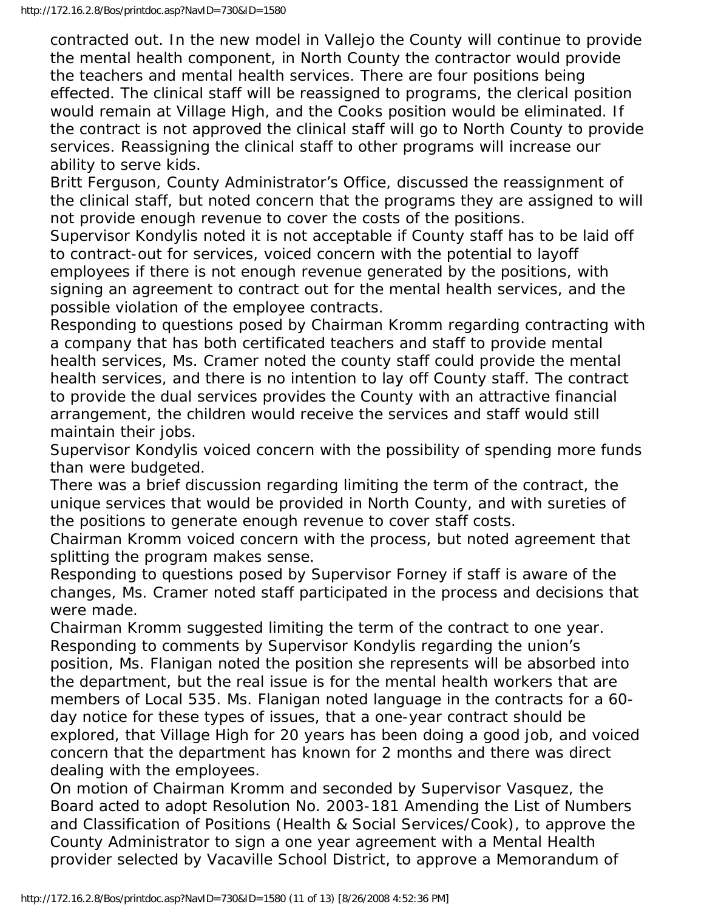contracted out. In the new model in Vallejo the County will continue to provide the mental health component, in North County the contractor would provide the teachers and mental health services. There are four positions being effected. The clinical staff will be reassigned to programs, the clerical position would remain at Village High, and the Cooks position would be eliminated. If the contract is not approved the clinical staff will go to North County to provide services. Reassigning the clinical staff to other programs will increase our ability to serve kids.

Britt Ferguson, County Administrator's Office, discussed the reassignment of the clinical staff, but noted concern that the programs they are assigned to will not provide enough revenue to cover the costs of the positions.

Supervisor Kondylis noted it is not acceptable if County staff has to be laid off to contract-out for services, voiced concern with the potential to layoff employees if there is not enough revenue generated by the positions, with signing an agreement to contract out for the mental health services, and the possible violation of the employee contracts.

Responding to questions posed by Chairman Kromm regarding contracting with a company that has both certificated teachers and staff to provide mental health services, Ms. Cramer noted the county staff could provide the mental health services, and there is no intention to lay off County staff. The contract to provide the dual services provides the County with an attractive financial arrangement, the children would receive the services and staff would still maintain their jobs.

Supervisor Kondylis voiced concern with the possibility of spending more funds than were budgeted.

There was a brief discussion regarding limiting the term of the contract, the unique services that would be provided in North County, and with sureties of the positions to generate enough revenue to cover staff costs.

Chairman Kromm voiced concern with the process, but noted agreement that splitting the program makes sense.

Responding to questions posed by Supervisor Forney if staff is aware of the changes, Ms. Cramer noted staff participated in the process and decisions that were made.

Chairman Kromm suggested limiting the term of the contract to one year.

Responding to comments by Supervisor Kondylis regarding the union's position, Ms. Flanigan noted the position she represents will be absorbed into the department, but the real issue is for the mental health workers that are members of Local 535. Ms. Flanigan noted language in the contracts for a 60-day notice for these types of issues, that a one-year contract should be explored, that Village High for 20 years has been doing a good job, and voiced concern that the department has known for 2 months and there was direct dealing with the employees.

On motion of Chairman Kromm and seconded by Supervisor Vasquez, the Board acted to adopt Resolution No. 2003-181 Amending the List of Numbers and Classification of Positions (Health & Social Services/Cook), to approve the County Administrator to sign a one year agreement with a Mental Health provider selected by Vacaville School District, to approve a Memorandum of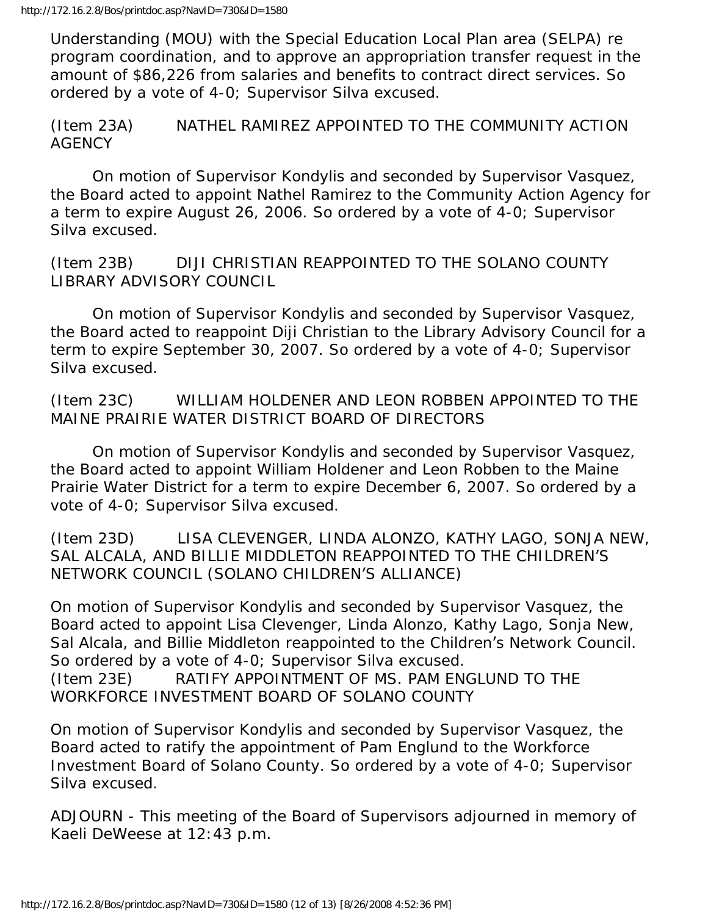Understanding (MOU) with the Special Education Local Plan area (SELPA) re program coordination, and to approve an appropriation transfer request in the amount of $86,226 from salaries and benefits to contract direct services. So ordered by a vote of 4-0; Supervisor Silva excused.

(Item 23A) NATHEL RAMIREZ APPOINTED TO THE COMMUNITY ACTION AGENCY

On motion of Supervisor Kondylis and seconded by Supervisor Vasquez, the Board acted to appoint Nathel Ramirez to the Community Action Agency for a term to expire August 26, 2006. So ordered by a vote of 4-0; Supervisor Silva excused.

(Item 23B) DIJI CHRISTIAN REAPPOINTED TO THE SOLANO COUNTY LIBRARY ADVISORY COUNCIL

On motion of Supervisor Kondylis and seconded by Supervisor Vasquez, the Board acted to reappoint Diji Christian to the Library Advisory Council for a term to expire September 30, 2007. So ordered by a vote of 4-0; Supervisor Silva excused.

(Item 23C) WILLIAM HOLDENER AND LEON ROBBEN APPOINTED TO THE MAINE PRAIRIE WATER DISTRICT BOARD OF DIRECTORS

On motion of Supervisor Kondylis and seconded by Supervisor Vasquez, the Board acted to appoint William Holdener and Leon Robben to the Maine Prairie Water District for a term to expire December 6, 2007. So ordered by a vote of 4-0; Supervisor Silva excused.

(Item 23D) LISA CLEVENGER, LINDA ALONZO, KATHY LAGO, SONJA NEW, SAL ALCALA, AND BILLIE MIDDLETON REAPPOINTED TO THE CHILDREN'S NETWORK COUNCIL (SOLANO CHILDREN'S ALLIANCE)

On motion of Supervisor Kondylis and seconded by Supervisor Vasquez, the Board acted to appoint Lisa Clevenger, Linda Alonzo, Kathy Lago, Sonja New, Sal Alcala, and Billie Middleton reappointed to the Children's Network Council. So ordered by a vote of 4-0; Supervisor Silva excused.

(Item 23E) RATIFY APPOINTMENT OF MS. PAM ENGLUND TO THE WORKFORCE INVESTMENT BOARD OF SOLANO COUNTY

On motion of Supervisor Kondylis and seconded by Supervisor Vasquez, the Board acted to ratify the appointment of Pam Englund to the Workforce Investment Board of Solano County. So ordered by a vote of 4-0; Supervisor Silva excused.

ADJOURN - This meeting of the Board of Supervisors adjourned in memory of Kaeli DeWeese at 12:43 p.m.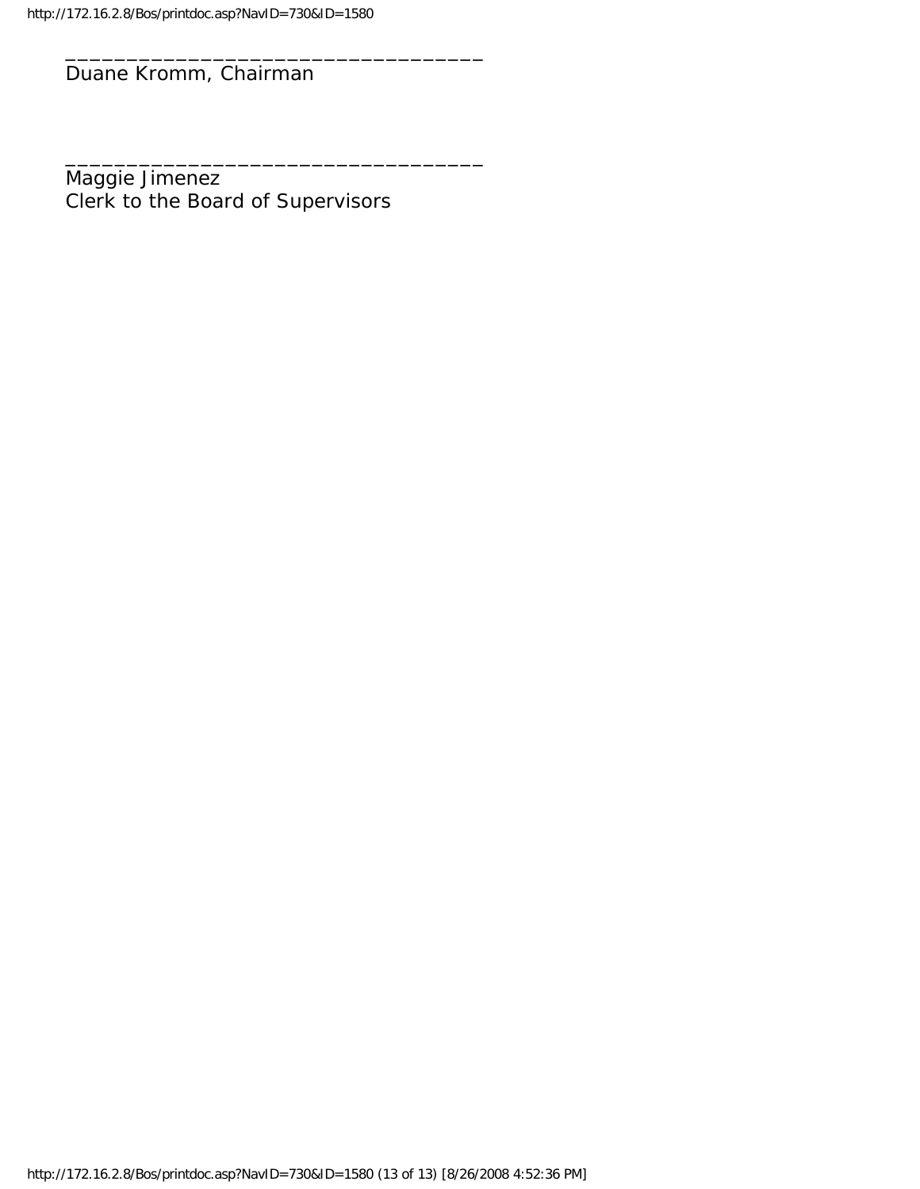\_\_\_\_\_\_\_\_\_\_\_\_\_\_\_\_\_\_\_\_\_\_\_\_\_\_\_\_\_\_\_\_\_\_\_\_

Duane Kromm, Chairman

\_\_\_\_\_\_\_\_\_\_\_\_\_\_\_\_\_\_\_\_\_\_\_\_\_\_\_\_\_\_\_\_\_\_\_\_

Maggie Jimenez
Clerk to the Board of Supervisors